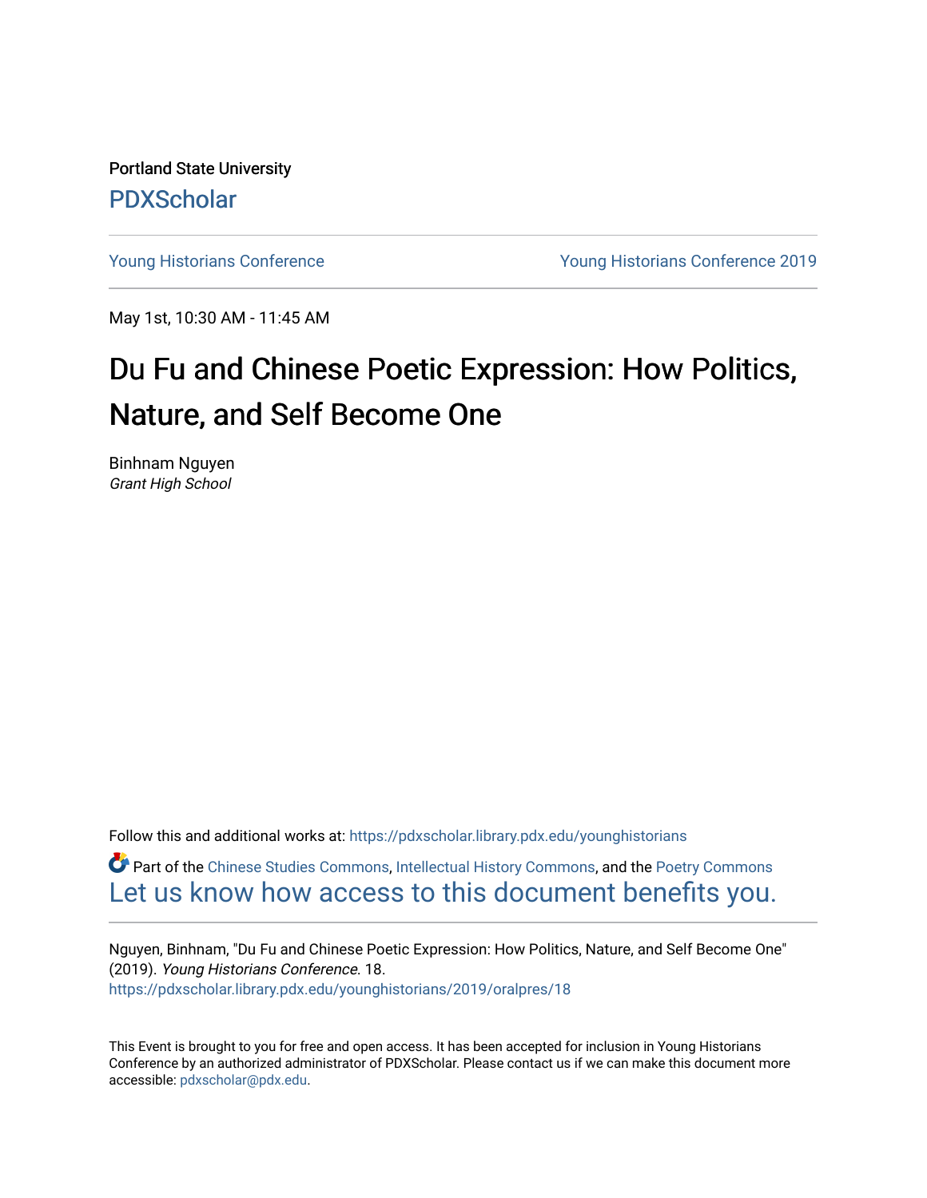Portland State University

PDXScholar

Young Historians Conference | Young Historians Conference 2019

May 1st, 10:30 AM - 11:45 AM

# Du Fu and Chinese Poetic Expression: How Politics, Nature, and Self Become One

Binhnam Nguyen
*Grant High School*

Follow this and additional works at: https://pdxscholar.library.pdx.edu/younghistorians

Part of the Chinese Studies Commons, Intellectual History Commons, and the Poetry Commons
Let us know how access to this document benefits you.

Nguyen, Binhnam, "Du Fu and Chinese Poetic Expression: How Politics, Nature, and Self Become One" (2019). *Young Historians Conference*. 18.
https://pdxscholar.library.pdx.edu/younghistorians/2019/oralpres/18

This Event is brought to you for free and open access. It has been accepted for inclusion in Young Historians Conference by an authorized administrator of PDXScholar. Please contact us if we can make this document more accessible: pdxscholar@pdx.edu.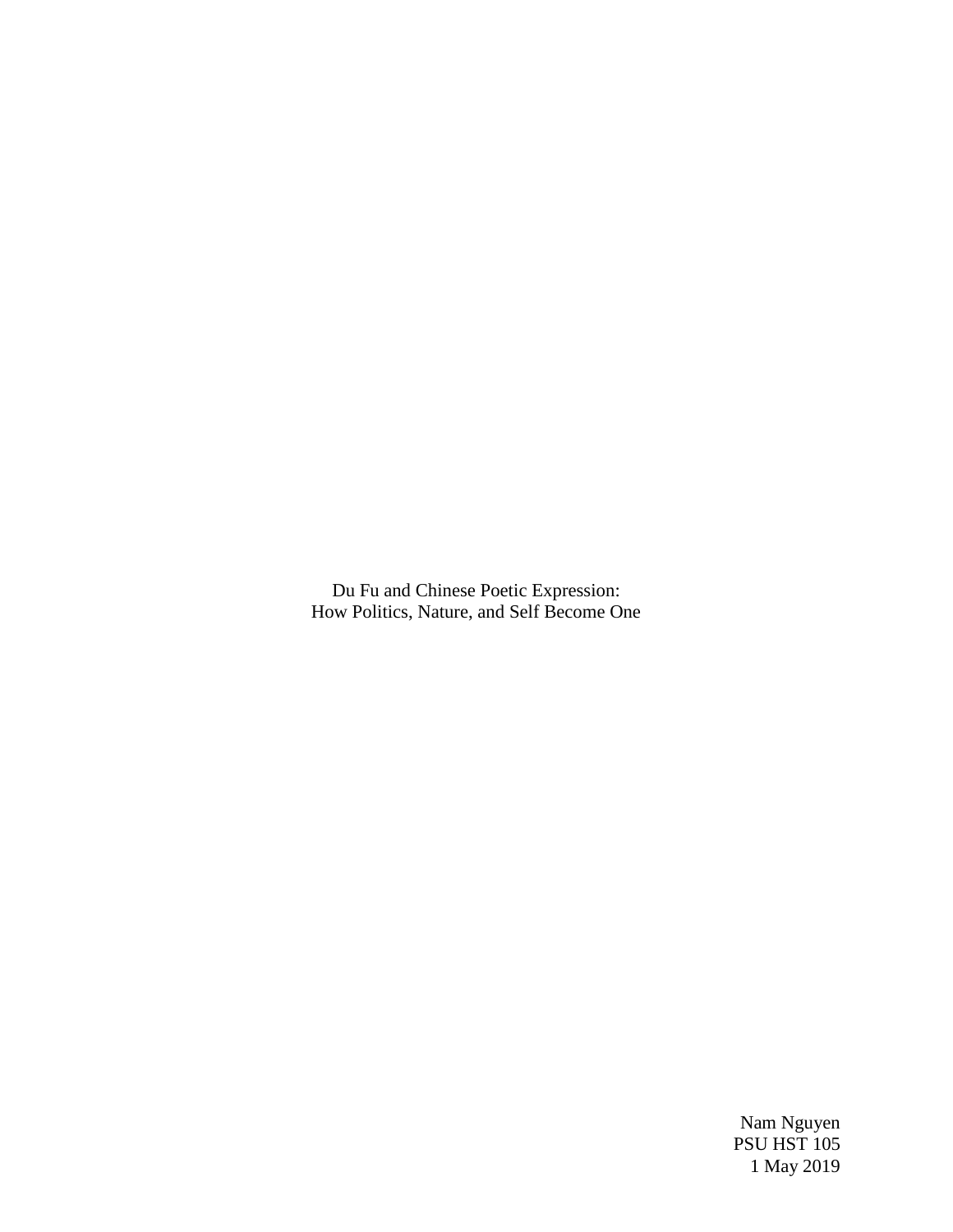Du Fu and Chinese Poetic Expression:
How Politics, Nature, and Self Become One

Nam Nguyen
PSU HST 105
1 May 2019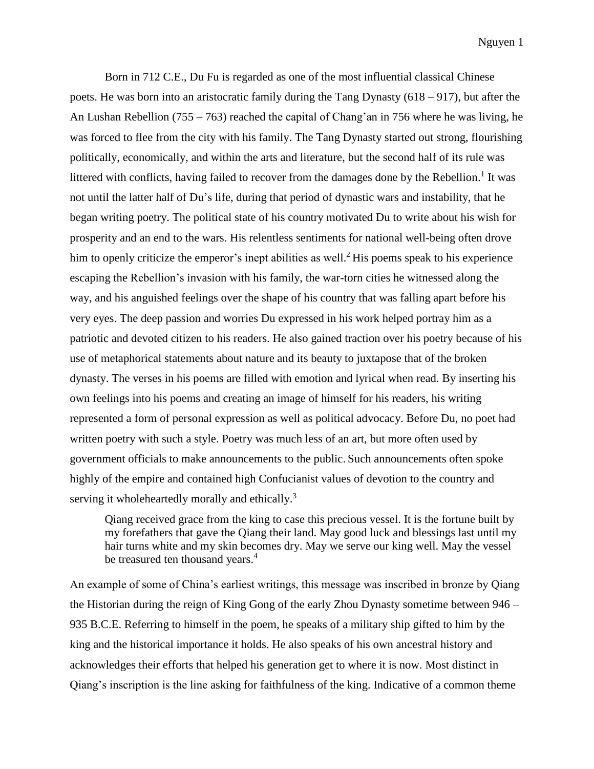Born in 712 C.E., Du Fu is regarded as one of the most influential classical Chinese poets. He was born into an aristocratic family during the Tang Dynasty (618 – 917), but after the An Lushan Rebellion (755 – 763) reached the capital of Chang'an in 756 where he was living, he was forced to flee from the city with his family. The Tang Dynasty started out strong, flourishing politically, economically, and within the arts and literature, but the second half of its rule was littered with conflicts, having failed to recover from the damages done by the Rebellion.[1] It was not until the latter half of Du's life, during that period of dynastic wars and instability, that he began writing poetry. The political state of his country motivated Du to write about his wish for prosperity and an end to the wars. His relentless sentiments for national well-being often drove him to openly criticize the emperor's inept abilities as well.[2] His poems speak to his experience escaping the Rebellion's invasion with his family, the war-torn cities he witnessed along the way, and his anguished feelings over the shape of his country that was falling apart before his very eyes. The deep passion and worries Du expressed in his work helped portray him as a patriotic and devoted citizen to his readers. He also gained traction over his poetry because of his use of metaphorical statements about nature and its beauty to juxtapose that of the broken dynasty. The verses in his poems are filled with emotion and lyrical when read. By inserting his own feelings into his poems and creating an image of himself for his readers, his writing represented a form of personal expression as well as political advocacy. Before Du, no poet had written poetry with such a style. Poetry was much less of an art, but more often used by government officials to make announcements to the public. Such announcements often spoke highly of the empire and contained high Confucianist values of devotion to the country and serving it wholeheartedly morally and ethically.[3]

> Qiang received grace from the king to case this precious vessel. It is the fortune built by my forefathers that gave the Qiang their land. May good luck and blessings last until my hair turns white and my skin becomes dry. May we serve our king well. May the vessel be treasured ten thousand years.[4]

An example of some of China's earliest writings, this message was inscribed in bronze by Qiang the Historian during the reign of King Gong of the early Zhou Dynasty sometime between 946 – 935 B.C.E. Referring to himself in the poem, he speaks of a military ship gifted to him by the king and the historical importance it holds. He also speaks of his own ancestral history and acknowledges their efforts that helped his generation get to where it is now. Most distinct in Qiang's inscription is the line asking for faithfulness of the king. Indicative of a common theme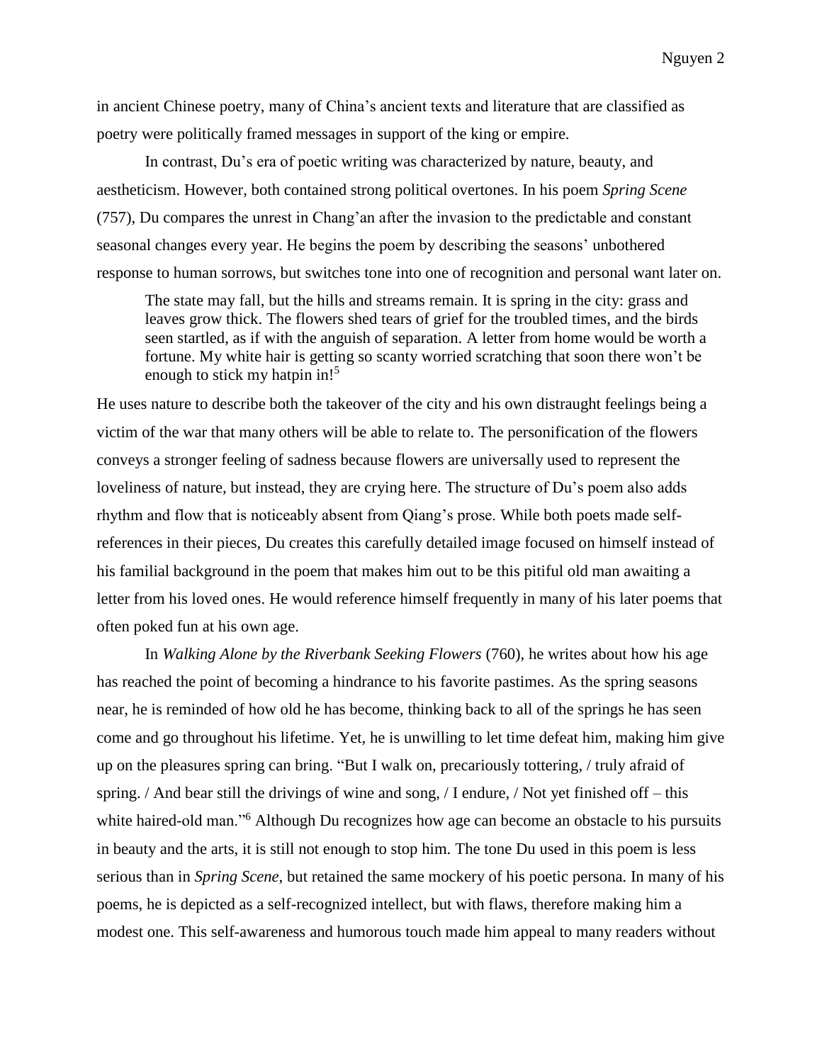in ancient Chinese poetry, many of China's ancient texts and literature that are classified as poetry were politically framed messages in support of the king or empire.

In contrast, Du's era of poetic writing was characterized by nature, beauty, and aestheticism. However, both contained strong political overtones. In his poem *Spring Scene* (757), Du compares the unrest in Chang'an after the invasion to the predictable and constant seasonal changes every year. He begins the poem by describing the seasons' unbothered response to human sorrows, but switches tone into one of recognition and personal want later on.

> The state may fall, but the hills and streams remain. It is spring in the city: grass and leaves grow thick. The flowers shed tears of grief for the troubled times, and the birds seen startled, as if with the anguish of separation. A letter from home would be worth a fortune. My white hair is getting so scanty worried scratching that soon there won't be enough to stick my hatpin in![5]

He uses nature to describe both the takeover of the city and his own distraught feelings being a victim of the war that many others will be able to relate to. The personification of the flowers conveys a stronger feeling of sadness because flowers are universally used to represent the loveliness of nature, but instead, they are crying here. The structure of Du's poem also adds rhythm and flow that is noticeably absent from Qiang's prose. While both poets made self-references in their pieces, Du creates this carefully detailed image focused on himself instead of his familial background in the poem that makes him out to be this pitiful old man awaiting a letter from his loved ones. He would reference himself frequently in many of his later poems that often poked fun at his own age.

In *Walking Alone by the Riverbank Seeking Flowers* (760), he writes about how his age has reached the point of becoming a hindrance to his favorite pastimes. As the spring seasons near, he is reminded of how old he has become, thinking back to all of the springs he has seen come and go throughout his lifetime. Yet, he is unwilling to let time defeat him, making him give up on the pleasures spring can bring. "But I walk on, precariously tottering, / truly afraid of spring. / And bear still the drivings of wine and song, / I endure, / Not yet finished off – this white haired-old man."[6] Although Du recognizes how age can become an obstacle to his pursuits in beauty and the arts, it is still not enough to stop him. The tone Du used in this poem is less serious than in *Spring Scene*, but retained the same mockery of his poetic persona. In many of his poems, he is depicted as a self-recognized intellect, but with flaws, therefore making him a modest one. This self-awareness and humorous touch made him appeal to many readers without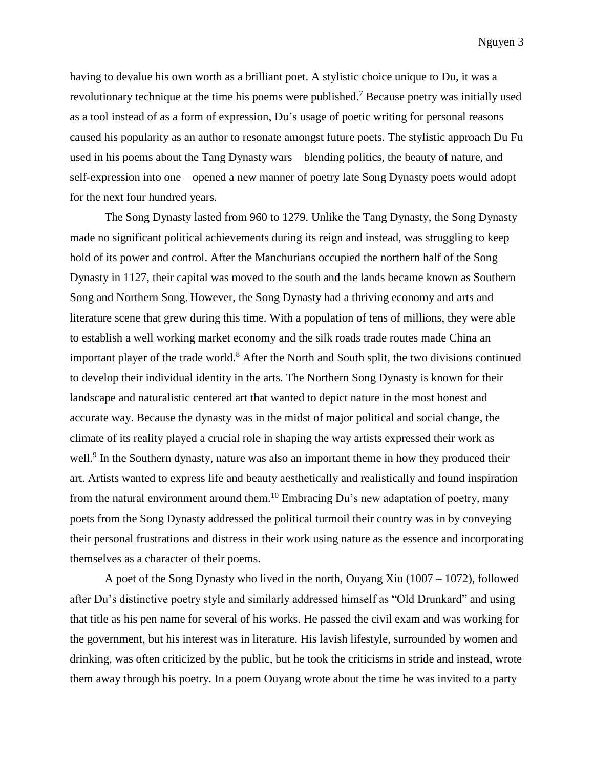having to devalue his own worth as a brilliant poet. A stylistic choice unique to Du, it was a revolutionary technique at the time his poems were published.[7] Because poetry was initially used as a tool instead of as a form of expression, Du's usage of poetic writing for personal reasons caused his popularity as an author to resonate amongst future poets. The stylistic approach Du Fu used in his poems about the Tang Dynasty wars – blending politics, the beauty of nature, and self-expression into one – opened a new manner of poetry late Song Dynasty poets would adopt for the next four hundred years.

The Song Dynasty lasted from 960 to 1279. Unlike the Tang Dynasty, the Song Dynasty made no significant political achievements during its reign and instead, was struggling to keep hold of its power and control. After the Manchurians occupied the northern half of the Song Dynasty in 1127, their capital was moved to the south and the lands became known as Southern Song and Northern Song. However, the Song Dynasty had a thriving economy and arts and literature scene that grew during this time. With a population of tens of millions, they were able to establish a well working market economy and the silk roads trade routes made China an important player of the trade world.[8] After the North and South split, the two divisions continued to develop their individual identity in the arts. The Northern Song Dynasty is known for their landscape and naturalistic centered art that wanted to depict nature in the most honest and accurate way. Because the dynasty was in the midst of major political and social change, the climate of its reality played a crucial role in shaping the way artists expressed their work as well.[9] In the Southern dynasty, nature was also an important theme in how they produced their art. Artists wanted to express life and beauty aesthetically and realistically and found inspiration from the natural environment around them.[10] Embracing Du's new adaptation of poetry, many poets from the Song Dynasty addressed the political turmoil their country was in by conveying their personal frustrations and distress in their work using nature as the essence and incorporating themselves as a character of their poems.

A poet of the Song Dynasty who lived in the north, Ouyang Xiu (1007 – 1072), followed after Du's distinctive poetry style and similarly addressed himself as "Old Drunkard" and using that title as his pen name for several of his works. He passed the civil exam and was working for the government, but his interest was in literature. His lavish lifestyle, surrounded by women and drinking, was often criticized by the public, but he took the criticisms in stride and instead, wrote them away through his poetry. In a poem Ouyang wrote about the time he was invited to a party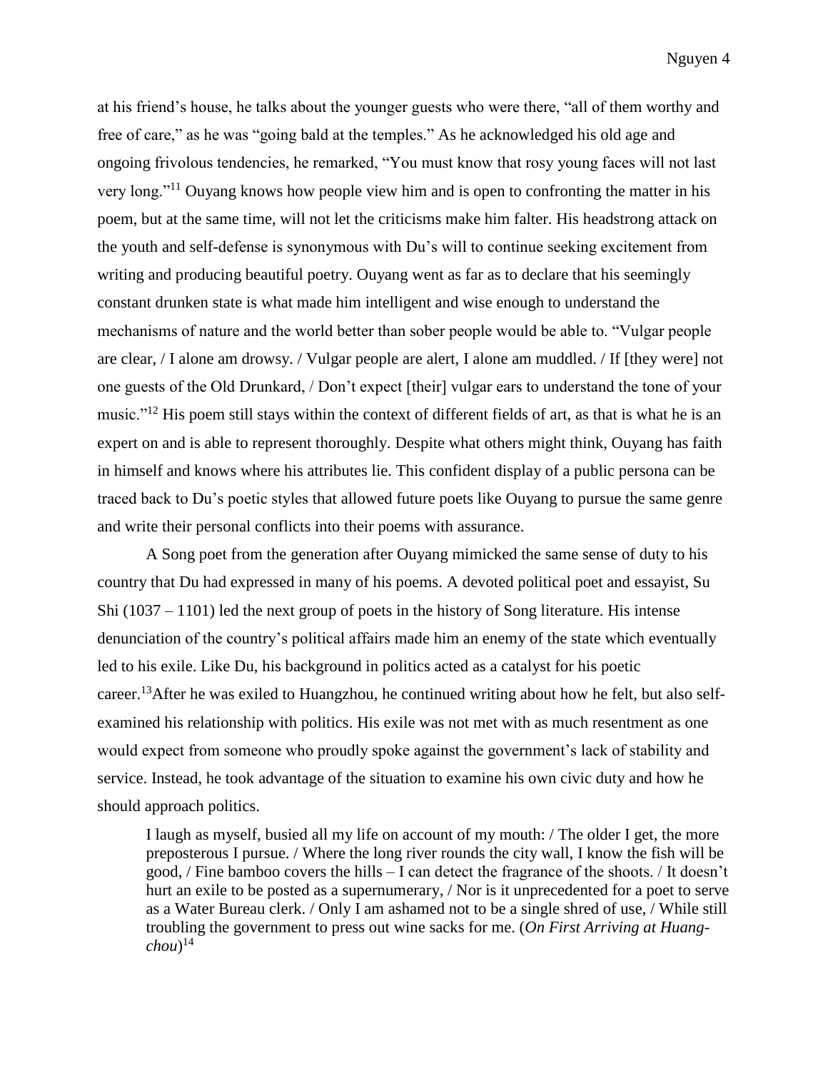at his friend's house, he talks about the younger guests who were there, "all of them worthy and free of care," as he was "going bald at the temples." As he acknowledged his old age and ongoing frivolous tendencies, he remarked, "You must know that rosy young faces will not last very long."[11] Ouyang knows how people view him and is open to confronting the matter in his poem, but at the same time, will not let the criticisms make him falter. His headstrong attack on the youth and self-defense is synonymous with Du's will to continue seeking excitement from writing and producing beautiful poetry. Ouyang went as far as to declare that his seemingly constant drunken state is what made him intelligent and wise enough to understand the mechanisms of nature and the world better than sober people would be able to. "Vulgar people are clear, / I alone am drowsy. / Vulgar people are alert, I alone am muddled. / If [they were] not one guests of the Old Drunkard, / Don't expect [their] vulgar ears to understand the tone of your music."[12] His poem still stays within the context of different fields of art, as that is what he is an expert on and is able to represent thoroughly. Despite what others might think, Ouyang has faith in himself and knows where his attributes lie. This confident display of a public persona can be traced back to Du's poetic styles that allowed future poets like Ouyang to pursue the same genre and write their personal conflicts into their poems with assurance.

A Song poet from the generation after Ouyang mimicked the same sense of duty to his country that Du had expressed in many of his poems. A devoted political poet and essayist, Su Shi (1037 – 1101) led the next group of poets in the history of Song literature. His intense denunciation of the country's political affairs made him an enemy of the state which eventually led to his exile. Like Du, his background in politics acted as a catalyst for his poetic career.[13]After he was exiled to Huangzhou, he continued writing about how he felt, but also self-examined his relationship with politics. His exile was not met with as much resentment as one would expect from someone who proudly spoke against the government's lack of stability and service. Instead, he took advantage of the situation to examine his own civic duty and how he should approach politics.

> I laugh as myself, busied all my life on account of my mouth: / The older I get, the more preposterous I pursue. / Where the long river rounds the city wall, I know the fish will be good, / Fine bamboo covers the hills – I can detect the fragrance of the shoots. / It doesn't hurt an exile to be posted as a supernumerary, / Nor is it unprecedented for a poet to serve as a Water Bureau clerk. / Only I am ashamed not to be a single shred of use, / While still troubling the government to press out wine sacks for me. (*On First Arriving at Huang-chou*)[14]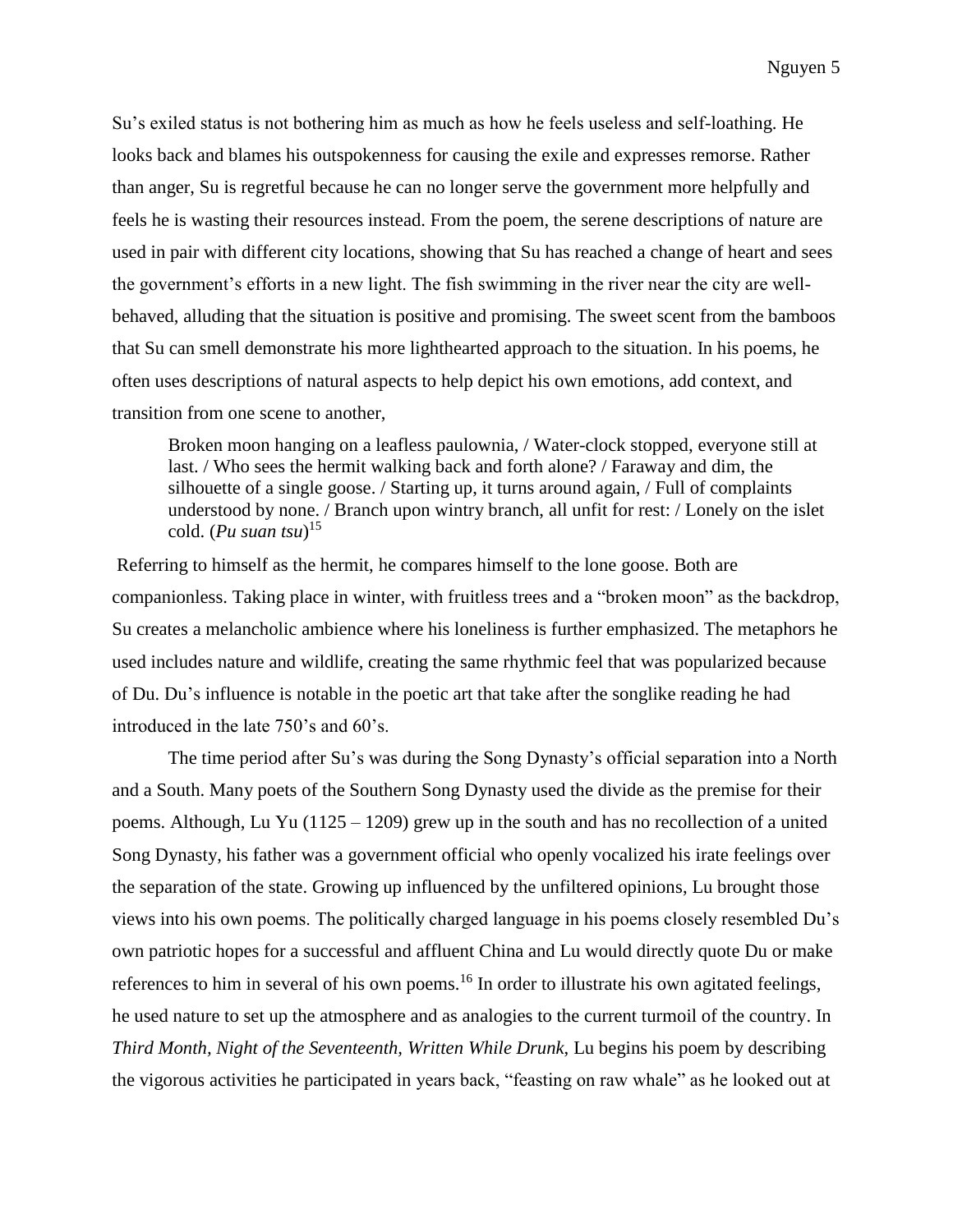Su's exiled status is not bothering him as much as how he feels useless and self-loathing. He looks back and blames his outspokenness for causing the exile and expresses remorse. Rather than anger, Su is regretful because he can no longer serve the government more helpfully and feels he is wasting their resources instead. From the poem, the serene descriptions of nature are used in pair with different city locations, showing that Su has reached a change of heart and sees the government's efforts in a new light. The fish swimming in the river near the city are well-behaved, alluding that the situation is positive and promising. The sweet scent from the bamboos that Su can smell demonstrate his more lighthearted approach to the situation. In his poems, he often uses descriptions of natural aspects to help depict his own emotions, add context, and transition from one scene to another,

> Broken moon hanging on a leafless paulownia, / Water-clock stopped, everyone still at last. / Who sees the hermit walking back and forth alone? / Faraway and dim, the silhouette of a single goose. / Starting up, it turns around again, / Full of complaints understood by none. / Branch upon wintry branch, all unfit for rest: / Lonely on the islet cold. (*Pu suan tsu*)[15]

Referring to himself as the hermit, he compares himself to the lone goose. Both are companionless. Taking place in winter, with fruitless trees and a "broken moon" as the backdrop, Su creates a melancholic ambience where his loneliness is further emphasized. The metaphors he used includes nature and wildlife, creating the same rhythmic feel that was popularized because of Du. Du's influence is notable in the poetic art that take after the songlike reading he had introduced in the late 750's and 60's.

The time period after Su's was during the Song Dynasty's official separation into a North and a South. Many poets of the Southern Song Dynasty used the divide as the premise for their poems. Although, Lu Yu (1125 – 1209) grew up in the south and has no recollection of a united Song Dynasty, his father was a government official who openly vocalized his irate feelings over the separation of the state. Growing up influenced by the unfiltered opinions, Lu brought those views into his own poems. The politically charged language in his poems closely resembled Du's own patriotic hopes for a successful and affluent China and Lu would directly quote Du or make references to him in several of his own poems.[16] In order to illustrate his own agitated feelings, he used nature to set up the atmosphere and as analogies to the current turmoil of the country. In *Third Month, Night of the Seventeenth, Written While Drunk*, Lu begins his poem by describing the vigorous activities he participated in years back, "feasting on raw whale" as he looked out at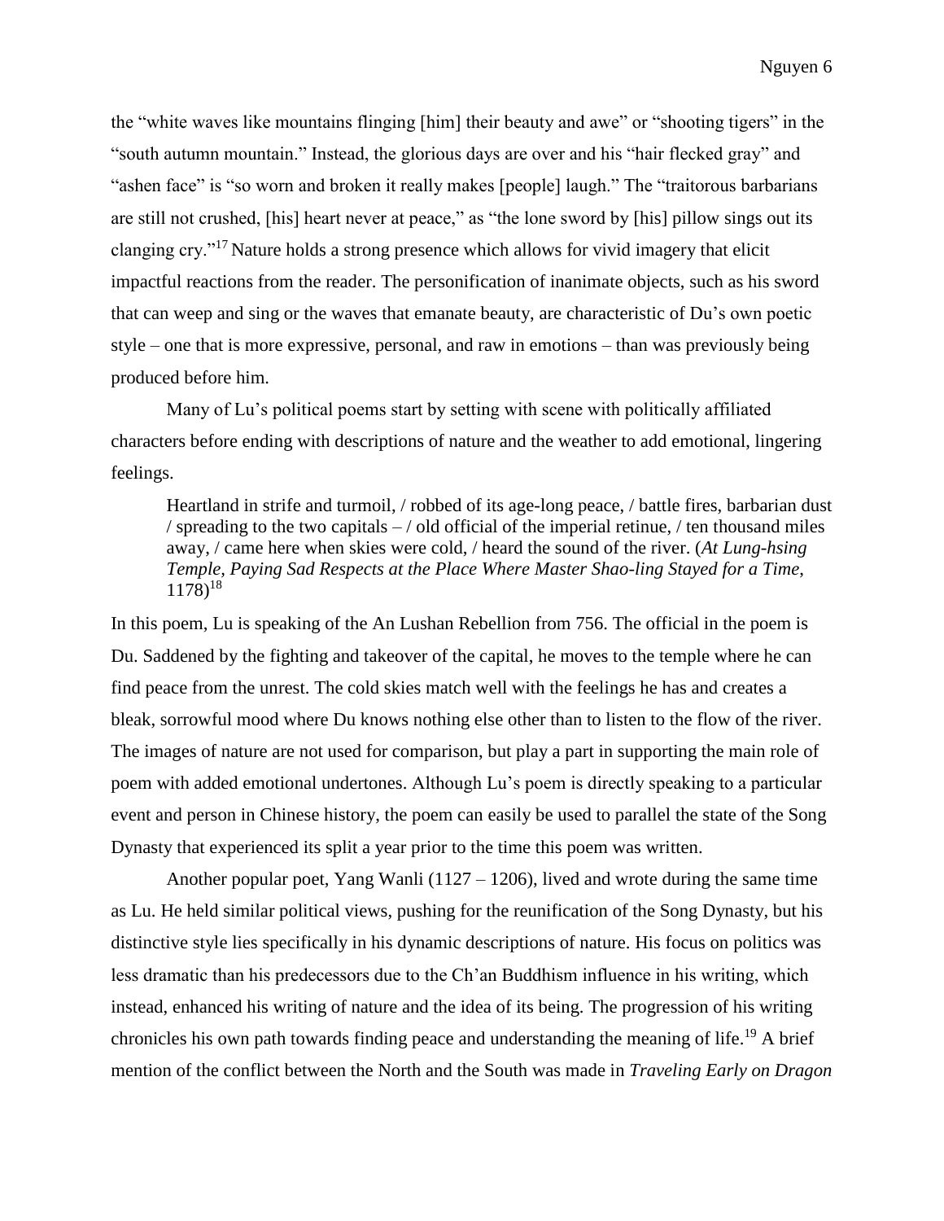the "white waves like mountains flinging [him] their beauty and awe" or "shooting tigers" in the "south autumn mountain." Instead, the glorious days are over and his "hair flecked gray" and "ashen face" is "so worn and broken it really makes [people] laugh." The "traitorous barbarians are still not crushed, [his] heart never at peace," as "the lone sword by [his] pillow sings out its clanging cry."[17] Nature holds a strong presence which allows for vivid imagery that elicit impactful reactions from the reader. The personification of inanimate objects, such as his sword that can weep and sing or the waves that emanate beauty, are characteristic of Du's own poetic style – one that is more expressive, personal, and raw in emotions – than was previously being produced before him.

Many of Lu's political poems start by setting with scene with politically affiliated characters before ending with descriptions of nature and the weather to add emotional, lingering feelings.

> Heartland in strife and turmoil, / robbed of its age-long peace, / battle fires, barbarian dust / spreading to the two capitals – / old official of the imperial retinue, / ten thousand miles away, / came here when skies were cold, / heard the sound of the river. (*At Lung-hsing Temple, Paying Sad Respects at the Place Where Master Shao-ling Stayed for a Time*, 1178)[18]

In this poem, Lu is speaking of the An Lushan Rebellion from 756. The official in the poem is Du. Saddened by the fighting and takeover of the capital, he moves to the temple where he can find peace from the unrest. The cold skies match well with the feelings he has and creates a bleak, sorrowful mood where Du knows nothing else other than to listen to the flow of the river. The images of nature are not used for comparison, but play a part in supporting the main role of poem with added emotional undertones. Although Lu's poem is directly speaking to a particular event and person in Chinese history, the poem can easily be used to parallel the state of the Song Dynasty that experienced its split a year prior to the time this poem was written.

Another popular poet, Yang Wanli (1127 – 1206), lived and wrote during the same time as Lu. He held similar political views, pushing for the reunification of the Song Dynasty, but his distinctive style lies specifically in his dynamic descriptions of nature. His focus on politics was less dramatic than his predecessors due to the Ch'an Buddhism influence in his writing, which instead, enhanced his writing of nature and the idea of its being. The progression of his writing chronicles his own path towards finding peace and understanding the meaning of life.[19] A brief mention of the conflict between the North and the South was made in *Traveling Early on Dragon*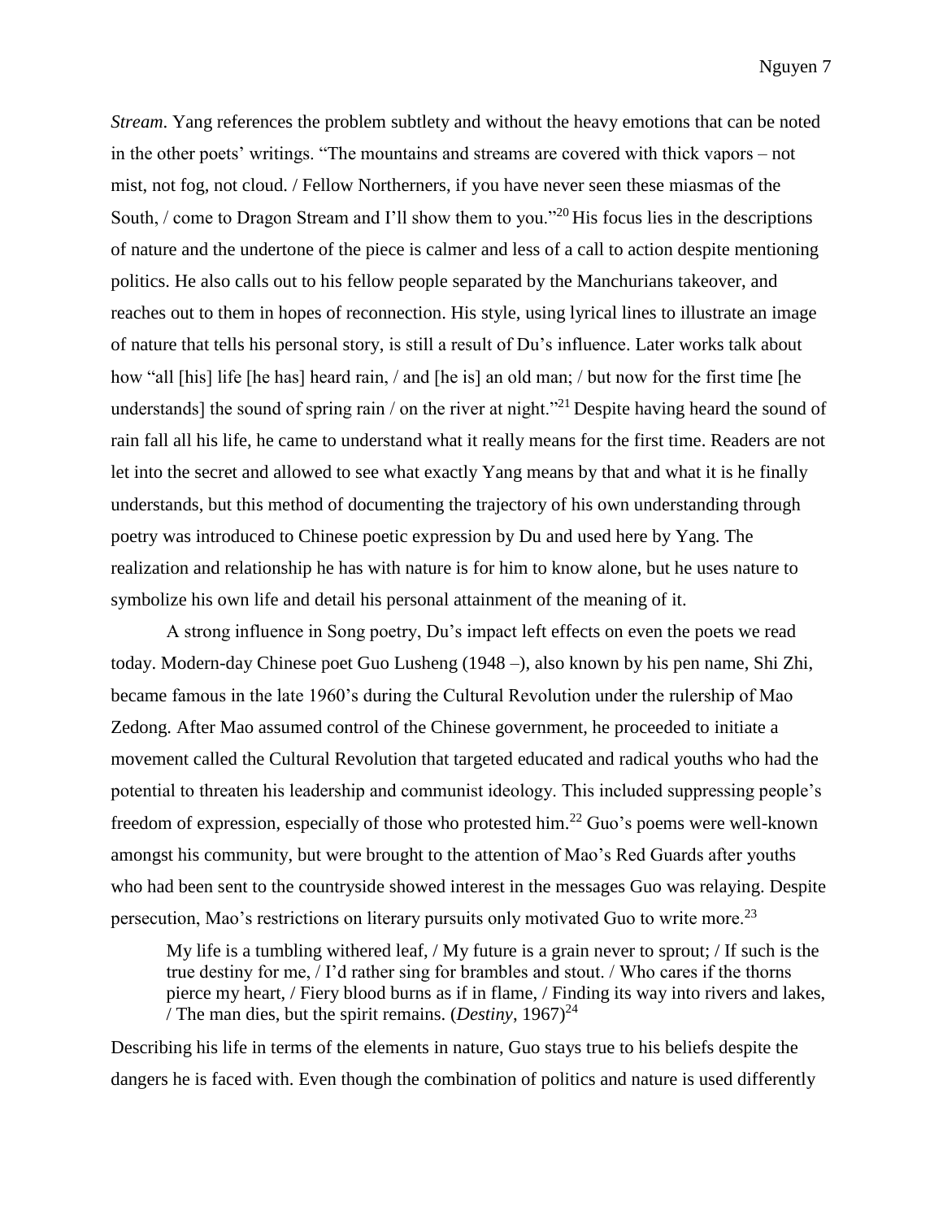*Stream*. Yang references the problem subtlety and without the heavy emotions that can be noted in the other poets' writings. "The mountains and streams are covered with thick vapors – not mist, not fog, not cloud. / Fellow Northerners, if you have never seen these miasmas of the South, / come to Dragon Stream and I'll show them to you."[20] His focus lies in the descriptions of nature and the undertone of the piece is calmer and less of a call to action despite mentioning politics. He also calls out to his fellow people separated by the Manchurians takeover, and reaches out to them in hopes of reconnection. His style, using lyrical lines to illustrate an image of nature that tells his personal story, is still a result of Du's influence. Later works talk about how "all [his] life [he has] heard rain, / and [he is] an old man; / but now for the first time [he understands] the sound of spring rain / on the river at night."[21] Despite having heard the sound of rain fall all his life, he came to understand what it really means for the first time. Readers are not let into the secret and allowed to see what exactly Yang means by that and what it is he finally understands, but this method of documenting the trajectory of his own understanding through poetry was introduced to Chinese poetic expression by Du and used here by Yang. The realization and relationship he has with nature is for him to know alone, but he uses nature to symbolize his own life and detail his personal attainment of the meaning of it.

A strong influence in Song poetry, Du's impact left effects on even the poets we read today. Modern-day Chinese poet Guo Lusheng (1948 –), also known by his pen name, Shi Zhi, became famous in the late 1960's during the Cultural Revolution under the rulership of Mao Zedong. After Mao assumed control of the Chinese government, he proceeded to initiate a movement called the Cultural Revolution that targeted educated and radical youths who had the potential to threaten his leadership and communist ideology. This included suppressing people's freedom of expression, especially of those who protested him.[22] Guo's poems were well-known amongst his community, but were brought to the attention of Mao's Red Guards after youths who had been sent to the countryside showed interest in the messages Guo was relaying. Despite persecution, Mao's restrictions on literary pursuits only motivated Guo to write more.[23]

> My life is a tumbling withered leaf, / My future is a grain never to sprout; / If such is the true destiny for me, / I'd rather sing for brambles and stout. / Who cares if the thorns pierce my heart, / Fiery blood burns as if in flame, / Finding its way into rivers and lakes, / The man dies, but the spirit remains. (*Destiny*, 1967)[24]

Describing his life in terms of the elements in nature, Guo stays true to his beliefs despite the dangers he is faced with. Even though the combination of politics and nature is used differently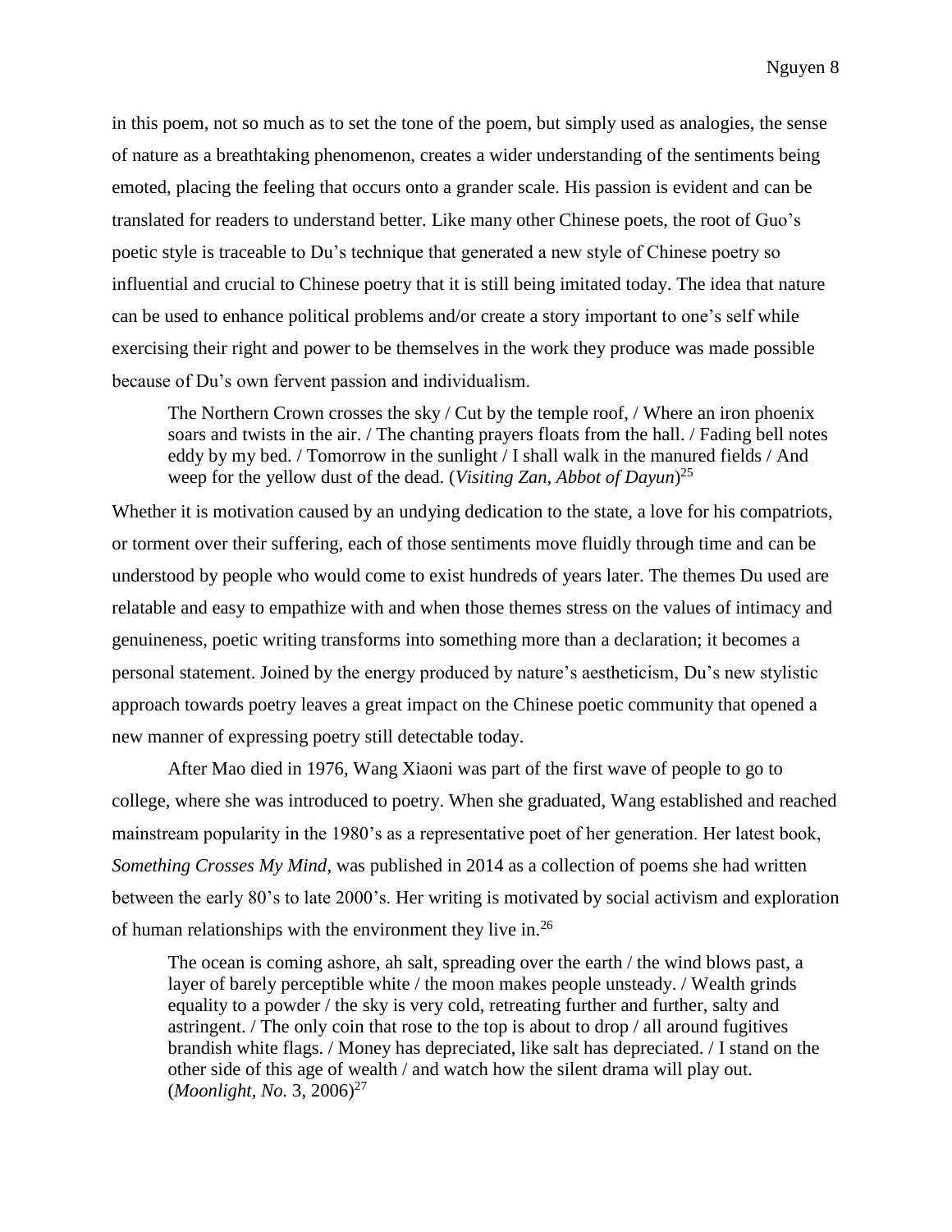in this poem, not so much as to set the tone of the poem, but simply used as analogies, the sense of nature as a breathtaking phenomenon, creates a wider understanding of the sentiments being emoted, placing the feeling that occurs onto a grander scale. His passion is evident and can be translated for readers to understand better. Like many other Chinese poets, the root of Guo's poetic style is traceable to Du's technique that generated a new style of Chinese poetry so influential and crucial to Chinese poetry that it is still being imitated today. The idea that nature can be used to enhance political problems and/or create a story important to one's self while exercising their right and power to be themselves in the work they produce was made possible because of Du's own fervent passion and individualism.

> The Northern Crown crosses the sky / Cut by the temple roof, / Where an iron phoenix soars and twists in the air. / The chanting prayers floats from the hall. / Fading bell notes eddy by my bed. / Tomorrow in the sunlight / I shall walk in the manured fields / And weep for the yellow dust of the dead. (*Visiting Zan, Abbot of Dayun*)[25]

Whether it is motivation caused by an undying dedication to the state, a love for his compatriots, or torment over their suffering, each of those sentiments move fluidly through time and can be understood by people who would come to exist hundreds of years later. The themes Du used are relatable and easy to empathize with and when those themes stress on the values of intimacy and genuineness, poetic writing transforms into something more than a declaration; it becomes a personal statement. Joined by the energy produced by nature's aestheticism, Du's new stylistic approach towards poetry leaves a great impact on the Chinese poetic community that opened a new manner of expressing poetry still detectable today.

After Mao died in 1976, Wang Xiaoni was part of the first wave of people to go to college, where she was introduced to poetry. When she graduated, Wang established and reached mainstream popularity in the 1980's as a representative poet of her generation. Her latest book, *Something Crosses My Mind*, was published in 2014 as a collection of poems she had written between the early 80's to late 2000's. Her writing is motivated by social activism and exploration of human relationships with the environment they live in.[26]

> The ocean is coming ashore, ah salt, spreading over the earth / the wind blows past, a layer of barely perceptible white / the moon makes people unsteady. / Wealth grinds equality to a powder / the sky is very cold, retreating further and further, salty and astringent. / The only coin that rose to the top is about to drop / all around fugitives brandish white flags. / Money has depreciated, like salt has depreciated. / I stand on the other side of this age of wealth / and watch how the silent drama will play out. (*Moonlight, No.* 3, 2006)[27]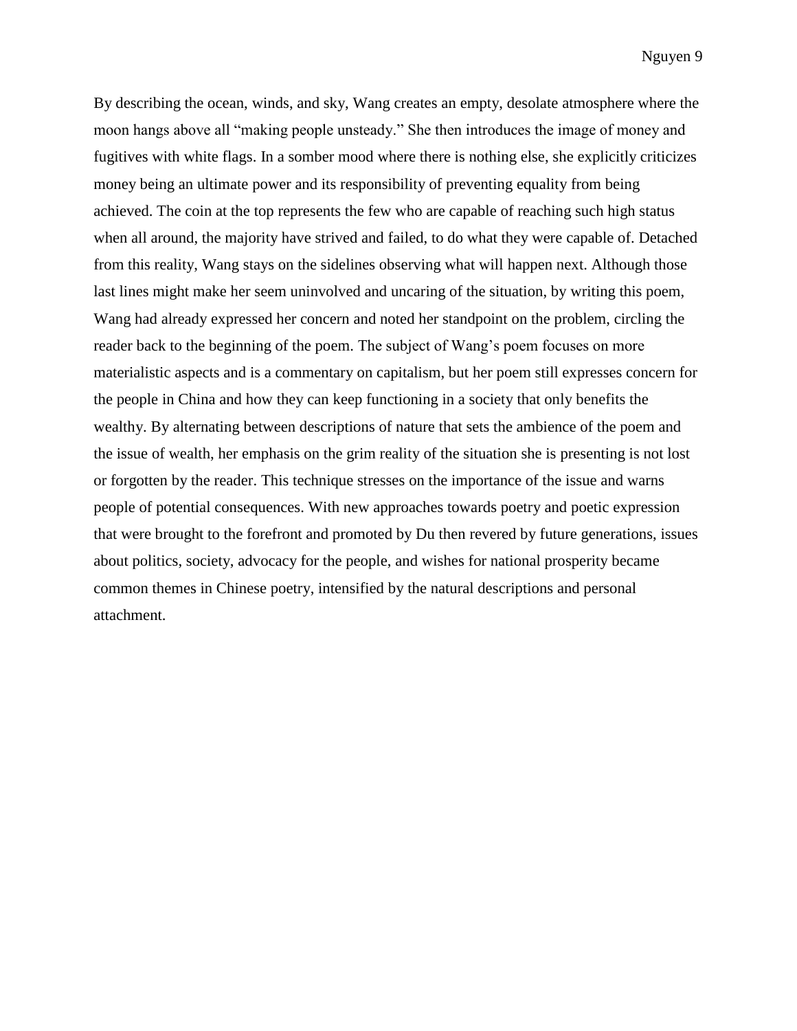By describing the ocean, winds, and sky, Wang creates an empty, desolate atmosphere where the moon hangs above all "making people unsteady." She then introduces the image of money and fugitives with white flags. In a somber mood where there is nothing else, she explicitly criticizes money being an ultimate power and its responsibility of preventing equality from being achieved. The coin at the top represents the few who are capable of reaching such high status when all around, the majority have strived and failed, to do what they were capable of. Detached from this reality, Wang stays on the sidelines observing what will happen next. Although those last lines might make her seem uninvolved and uncaring of the situation, by writing this poem, Wang had already expressed her concern and noted her standpoint on the problem, circling the reader back to the beginning of the poem. The subject of Wang's poem focuses on more materialistic aspects and is a commentary on capitalism, but her poem still expresses concern for the people in China and how they can keep functioning in a society that only benefits the wealthy. By alternating between descriptions of nature that sets the ambience of the poem and the issue of wealth, her emphasis on the grim reality of the situation she is presenting is not lost or forgotten by the reader. This technique stresses on the importance of the issue and warns people of potential consequences. With new approaches towards poetry and poetic expression that were brought to the forefront and promoted by Du then revered by future generations, issues about politics, society, advocacy for the people, and wishes for national prosperity became common themes in Chinese poetry, intensified by the natural descriptions and personal attachment.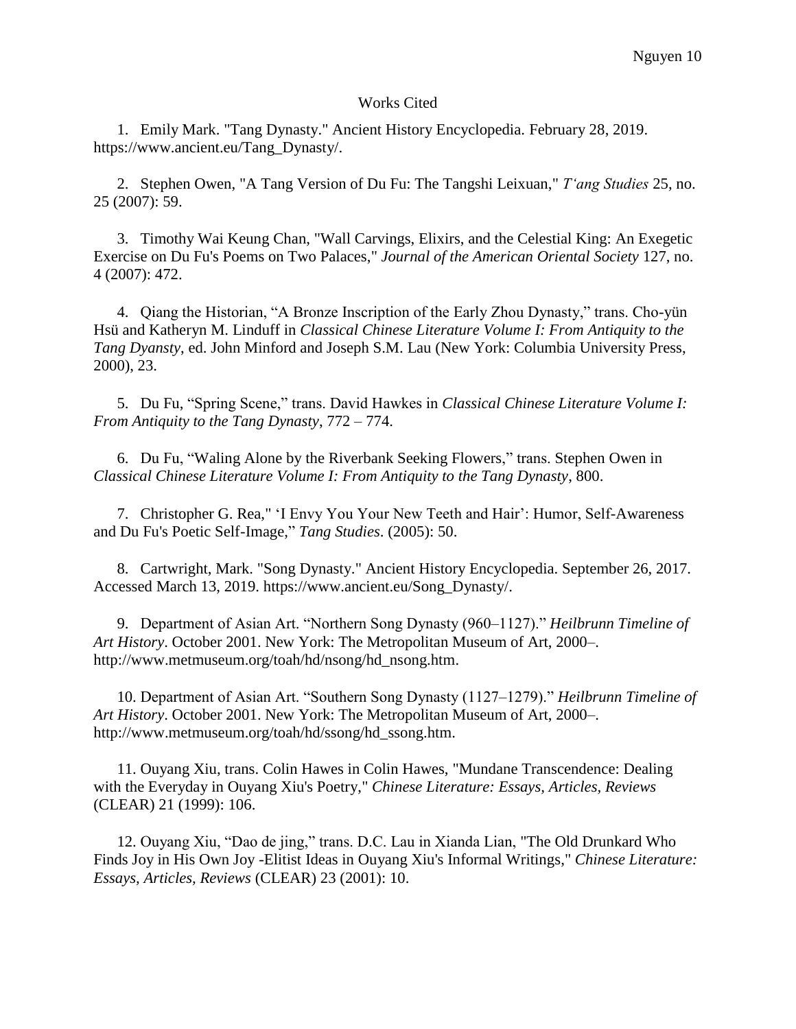# Works Cited

1. Emily Mark. "Tang Dynasty." Ancient History Encyclopedia. February 28, 2019. https://www.ancient.eu/Tang_Dynasty/.

2. Stephen Owen, "A Tang Version of Du Fu: The Tangshi Leixuan," *T'ang Studies* 25, no. 25 (2007): 59.

3. Timothy Wai Keung Chan, "Wall Carvings, Elixirs, and the Celestial King: An Exegetic Exercise on Du Fu's Poems on Two Palaces," *Journal of the American Oriental Society* 127, no. 4 (2007): 472.

4. Qiang the Historian, "A Bronze Inscription of the Early Zhou Dynasty," trans. Cho-yün Hsü and Katheryn M. Linduff in *Classical Chinese Literature Volume I: From Antiquity to the Tang Dyansty*, ed. John Minford and Joseph S.M. Lau (New York: Columbia University Press, 2000), 23.

5. Du Fu, "Spring Scene," trans. David Hawkes in *Classical Chinese Literature Volume I: From Antiquity to the Tang Dynasty*, 772 – 774.

6. Du Fu, "Waling Alone by the Riverbank Seeking Flowers," trans. Stephen Owen in *Classical Chinese Literature Volume I: From Antiquity to the Tang Dynasty*, 800.

7. Christopher G. Rea," 'I Envy You Your New Teeth and Hair': Humor, Self-Awareness and Du Fu's Poetic Self-Image," *Tang Studies*. (2005): 50.

8. Cartwright, Mark. "Song Dynasty." Ancient History Encyclopedia. September 26, 2017. Accessed March 13, 2019. https://www.ancient.eu/Song_Dynasty/.

9. Department of Asian Art. "Northern Song Dynasty (960–1127)." *Heilbrunn Timeline of Art History*. October 2001. New York: The Metropolitan Museum of Art, 2000–. http://www.metmuseum.org/toah/hd/nsong/hd_nsong.htm.

10. Department of Asian Art. "Southern Song Dynasty (1127–1279)." *Heilbrunn Timeline of Art History*. October 2001. New York: The Metropolitan Museum of Art, 2000–. http://www.metmuseum.org/toah/hd/ssong/hd_ssong.htm.

11. Ouyang Xiu, trans. Colin Hawes in Colin Hawes, "Mundane Transcendence: Dealing with the Everyday in Ouyang Xiu's Poetry," *Chinese Literature: Essays, Articles, Reviews* (CLEAR) 21 (1999): 106.

12. Ouyang Xiu, "Dao de jing," trans. D.C. Lau in Xianda Lian, "The Old Drunkard Who Finds Joy in His Own Joy -Elitist Ideas in Ouyang Xiu's Informal Writings," *Chinese Literature: Essays, Articles, Reviews* (CLEAR) 23 (2001): 10.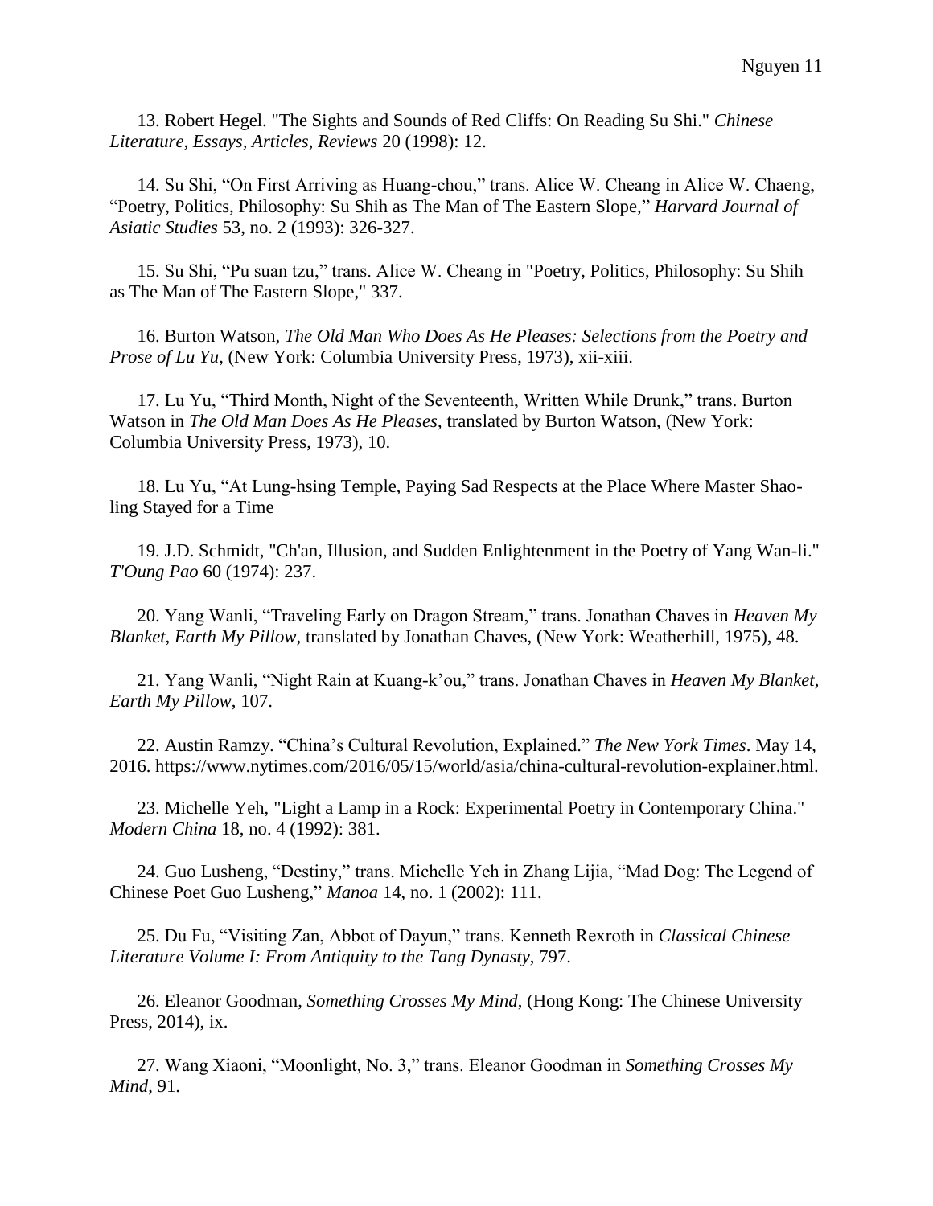13. Robert Hegel. "The Sights and Sounds of Red Cliffs: On Reading Su Shi." *Chinese Literature, Essays, Articles, Reviews* 20 (1998): 12.

14. Su Shi, "On First Arriving as Huang-chou," trans. Alice W. Cheang in Alice W. Chaeng, "Poetry, Politics, Philosophy: Su Shih as The Man of The Eastern Slope," *Harvard Journal of Asiatic Studies* 53, no. 2 (1993): 326-327.

15. Su Shi, "Pu suan tzu," trans. Alice W. Cheang in "Poetry, Politics, Philosophy: Su Shih as The Man of The Eastern Slope," 337.

16. Burton Watson, *The Old Man Who Does As He Pleases: Selections from the Poetry and Prose of Lu Yu*, (New York: Columbia University Press, 1973), xii-xiii.

17. Lu Yu, "Third Month, Night of the Seventeenth, Written While Drunk," trans. Burton Watson in *The Old Man Does As He Pleases*, translated by Burton Watson, (New York: Columbia University Press, 1973), 10.

18. Lu Yu, "At Lung-hsing Temple, Paying Sad Respects at the Place Where Master Shao-ling Stayed for a Time

19. J.D. Schmidt, "Ch'an, Illusion, and Sudden Enlightenment in the Poetry of Yang Wan-li." *T'Oung Pao* 60 (1974): 237.

20. Yang Wanli, "Traveling Early on Dragon Stream," trans. Jonathan Chaves in *Heaven My Blanket, Earth My Pillow*, translated by Jonathan Chaves, (New York: Weatherhill, 1975), 48.

21. Yang Wanli, "Night Rain at Kuang-k'ou," trans. Jonathan Chaves in *Heaven My Blanket, Earth My Pillow*, 107.

22. Austin Ramzy. "China's Cultural Revolution, Explained." *The New York Times*. May 14, 2016. https://www.nytimes.com/2016/05/15/world/asia/china-cultural-revolution-explainer.html.

23. Michelle Yeh, "Light a Lamp in a Rock: Experimental Poetry in Contemporary China." *Modern China* 18, no. 4 (1992): 381.

24. Guo Lusheng, "Destiny," trans. Michelle Yeh in Zhang Lijia, "Mad Dog: The Legend of Chinese Poet Guo Lusheng," *Manoa* 14, no. 1 (2002): 111.

25. Du Fu, "Visiting Zan, Abbot of Dayun," trans. Kenneth Rexroth in *Classical Chinese Literature Volume I: From Antiquity to the Tang Dynasty*, 797.

26. Eleanor Goodman, *Something Crosses My Mind*, (Hong Kong: The Chinese University Press, 2014), ix.

27. Wang Xiaoni, "Moonlight, No. 3," trans. Eleanor Goodman in *Something Crosses My Mind*, 91.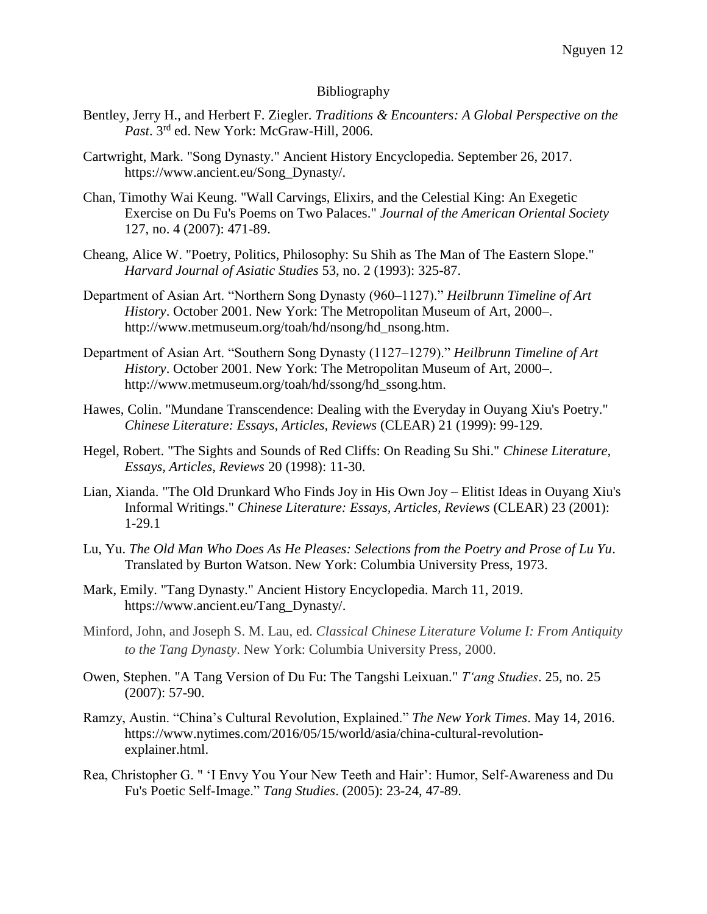# Bibliography

Bentley, Jerry H., and Herbert F. Ziegler. *Traditions & Encounters: A Global Perspective on the Past*. 3rd ed. New York: McGraw-Hill, 2006.

Cartwright, Mark. "Song Dynasty." Ancient History Encyclopedia. September 26, 2017. https://www.ancient.eu/Song_Dynasty/.

Chan, Timothy Wai Keung. "Wall Carvings, Elixirs, and the Celestial King: An Exegetic Exercise on Du Fu's Poems on Two Palaces." *Journal of the American Oriental Society* 127, no. 4 (2007): 471-89.

Cheang, Alice W. "Poetry, Politics, Philosophy: Su Shih as The Man of The Eastern Slope." *Harvard Journal of Asiatic Studies* 53, no. 2 (1993): 325-87.

Department of Asian Art. "Northern Song Dynasty (960–1127)." *Heilbrunn Timeline of Art History*. October 2001. New York: The Metropolitan Museum of Art, 2000–. http://www.metmuseum.org/toah/hd/nsong/hd_nsong.htm.

Department of Asian Art. "Southern Song Dynasty (1127–1279)." *Heilbrunn Timeline of Art History*. October 2001. New York: The Metropolitan Museum of Art, 2000–. http://www.metmuseum.org/toah/hd/ssong/hd_ssong.htm.

Hawes, Colin. "Mundane Transcendence: Dealing with the Everyday in Ouyang Xiu's Poetry." *Chinese Literature: Essays, Articles, Reviews* (CLEAR) 21 (1999): 99-129.

Hegel, Robert. "The Sights and Sounds of Red Cliffs: On Reading Su Shi." *Chinese Literature, Essays, Articles, Reviews* 20 (1998): 11-30.

Lian, Xianda. "The Old Drunkard Who Finds Joy in His Own Joy – Elitist Ideas in Ouyang Xiu's Informal Writings." *Chinese Literature: Essays, Articles, Reviews* (CLEAR) 23 (2001): 1-29.1

Lu, Yu. *The Old Man Who Does As He Pleases: Selections from the Poetry and Prose of Lu Yu*. Translated by Burton Watson. New York: Columbia University Press, 1973.

Mark, Emily. "Tang Dynasty." Ancient History Encyclopedia. March 11, 2019. https://www.ancient.eu/Tang_Dynasty/.

Minford, John, and Joseph S. M. Lau, ed. *Classical Chinese Literature Volume I: From Antiquity to the Tang Dynasty*. New York: Columbia University Press, 2000.

Owen, Stephen. "A Tang Version of Du Fu: The Tangshi Leixuan." *T'ang Studies*. 25, no. 25 (2007): 57-90.

Ramzy, Austin. "China's Cultural Revolution, Explained." *The New York Times*. May 14, 2016. https://www.nytimes.com/2016/05/15/world/asia/china-cultural-revolution-explainer.html.

Rea, Christopher G. " 'I Envy You Your New Teeth and Hair': Humor, Self-Awareness and Du Fu's Poetic Self-Image." *Tang Studies*. (2005): 23-24, 47-89.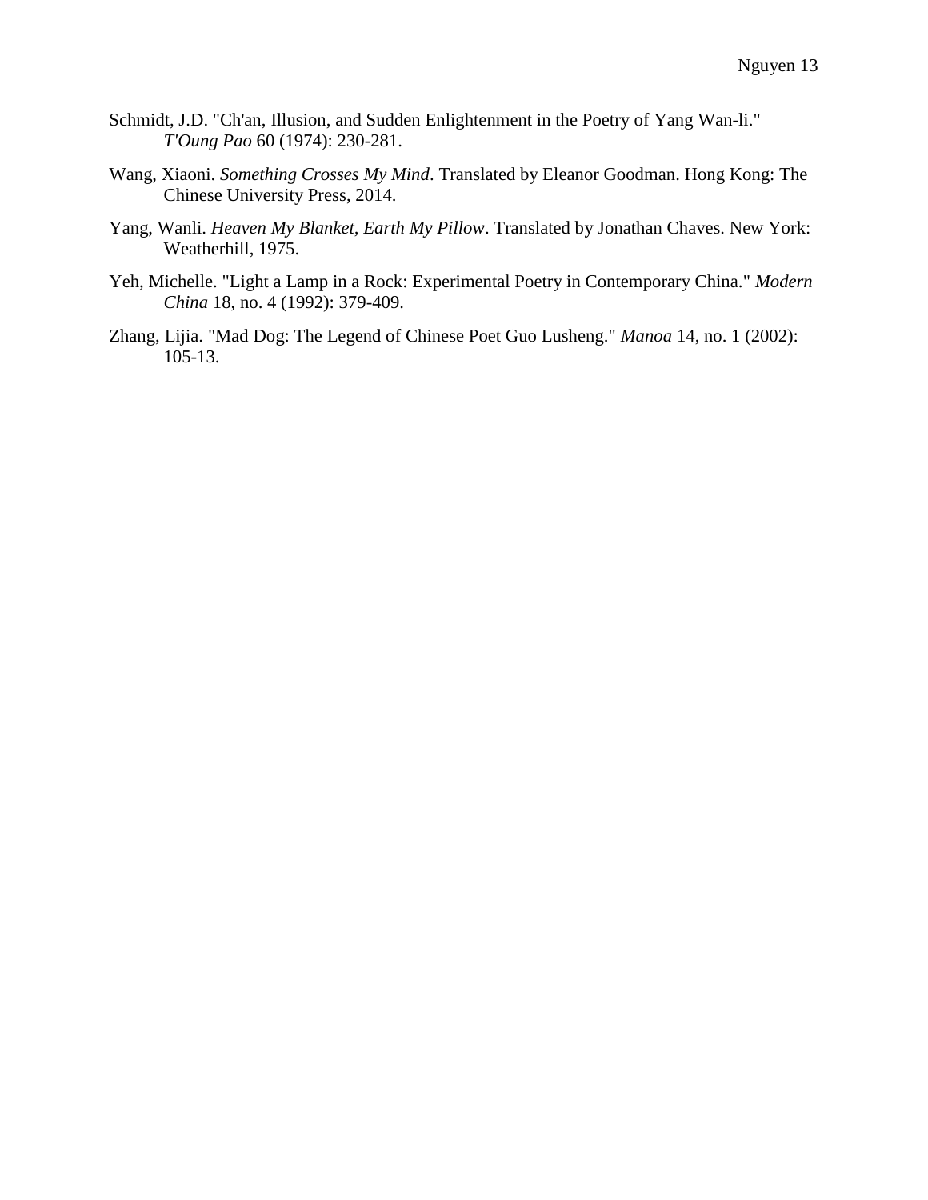Schmidt, J.D. "Ch'an, Illusion, and Sudden Enlightenment in the Poetry of Yang Wan-li." *T'Oung Pao* 60 (1974): 230-281.

Wang, Xiaoni. *Something Crosses My Mind*. Translated by Eleanor Goodman. Hong Kong: The Chinese University Press, 2014.

Yang, Wanli. *Heaven My Blanket, Earth My Pillow*. Translated by Jonathan Chaves. New York: Weatherhill, 1975.

Yeh, Michelle. "Light a Lamp in a Rock: Experimental Poetry in Contemporary China." *Modern China* 18, no. 4 (1992): 379-409.

Zhang, Lijia. "Mad Dog: The Legend of Chinese Poet Guo Lusheng." *Manoa* 14, no. 1 (2002): 105-13.